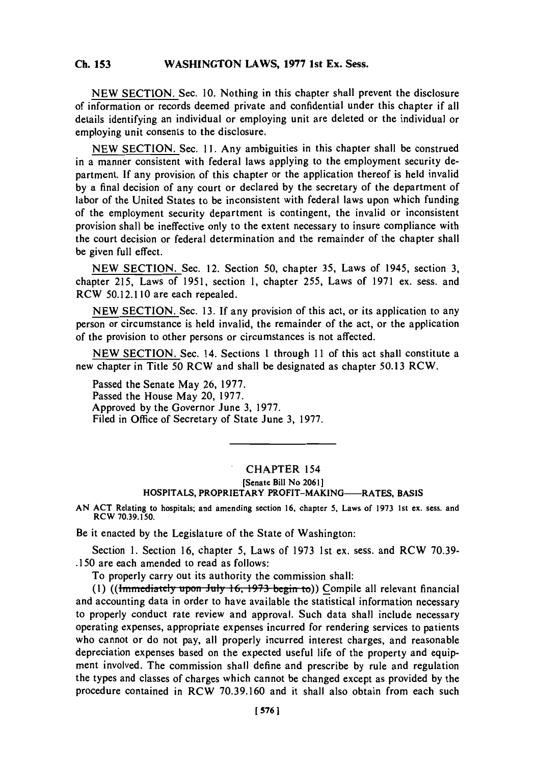NEW SECTION. Sec. 10. Nothing in this chapter shall prevent the disclosure of information or records deemed private and confidential under this chapter if all details identifying an individual or employing unit are deleted or the individual or employing unit consents to the disclosure.

NEW SECTION. Sec. 11. Any ambiguities in this chapter shall be construed in a manner consistent with federal laws applying to the employment security department. If any provision of this chapter or the application thereof is held invalid by a final decision of any court or declared by the secretary of the department of labor of the United States to be inconsistent with federal laws upon which funding of the employment security department is contingent, the invalid or inconsistent provision shall be ineffective only to the extent necessary to insure compliance with the court decision or federal determination and the remainder of the chapter shall be given full effect.

NEW SECTION. Sec. 12. Section 50, chapter 35, Laws of 1945, section 3, chapter 215, Laws of 1951, section 1, chapter 255, Laws of 1971 ex. sess. and RCW 50.12.110 are each repealed.

NEW SECTION. Sec. 13. If any provision of this act, or its application to any person or circumstance is held invalid, the remainder of the act, or the application of the provision to other persons or circumstances is not affected.

NEW SECTION. Sec. 14. Sections 1 through 11 of this act shall constitute a new chapter in Title 50 RCW and shall be designated as chapter 50.13 RCW.

Passed the Senate May 26, 1977.
Passed the House May 20, 1977.
Approved by the Governor June 3, 1977.
Filed in Office of Secretary of State June 3, 1977.

---

## CHAPTER 154

[Senate Bill No 2061]

### HOSPITALS, PROPRIETARY PROFIT-MAKING—RATES, BASIS

AN ACT Relating to hospitals; and amending section 16, chapter 5, Laws of 1973 1st ex. sess. and RCW 70.39.150.

Be it enacted by the Legislature of the State of Washington:

Section 1. Section 16, chapter 5, Laws of 1973 1st ex. sess. and RCW 70.39.150 are each amended to read as follows:

To properly carry out its authority the commission shall:

(1) ((~~Immediately upon July 16, 1973 begin to~~)) Compile all relevant financial and accounting data in order to have available the statistical information necessary to properly conduct rate review and approval. Such data shall include necessary operating expenses, appropriate expenses incurred for rendering services to patients who cannot or do not pay, all properly incurred interest charges, and reasonable depreciation expenses based on the expected useful life of the property and equipment involved. The commission shall define and prescribe by rule and regulation the types and classes of charges which cannot be changed except as provided by the procedure contained in RCW 70.39.160 and it shall also obtain from each such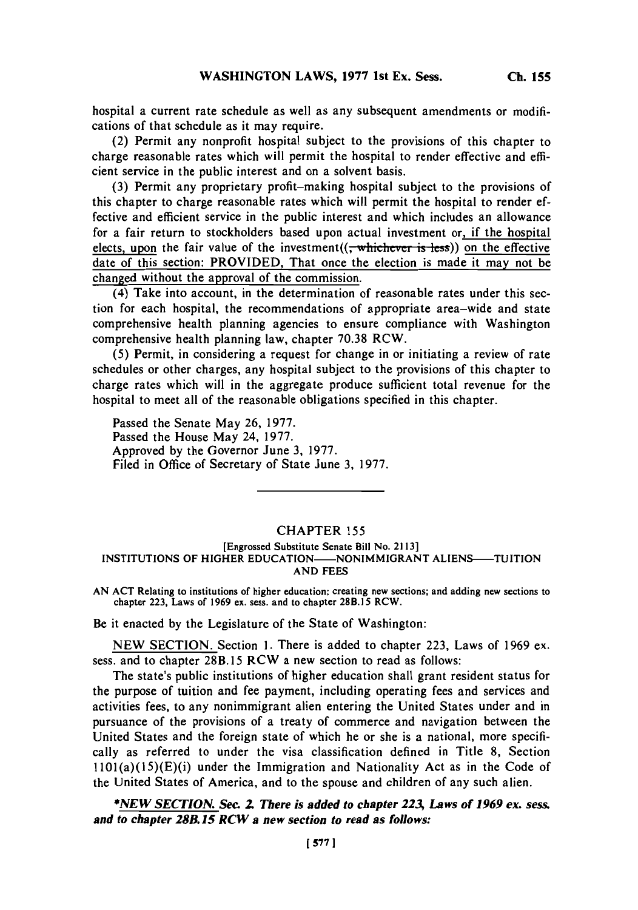hospital a current rate schedule as well as any subsequent amendments or modifications of that schedule as it may require.

(2) Permit any nonprofit hospital subject to the provisions of this chapter to charge reasonable rates which will permit the hospital to render effective and efficient service in the public interest and on a solvent basis.

(3) Permit any proprietary profit-making hospital subject to the provisions of this chapter to charge reasonable rates which will permit the hospital to render effective and efficient service in the public interest and which includes an allowance for a fair return to stockholders based upon actual investment or, if the hospital elects, upon the fair value of the investment((~~, whichever is less~~)) on the effective date of this section: PROVIDED, That once the election is made it may not be changed without the approval of the commission.

(4) Take into account, in the determination of reasonable rates under this section for each hospital, the recommendations of appropriate area-wide and state comprehensive health planning agencies to ensure compliance with Washington comprehensive health planning law, chapter 70.38 RCW.

(5) Permit, in considering a request for change in or initiating a review of rate schedules or other charges, any hospital subject to the provisions of this chapter to charge rates which will in the aggregate produce sufficient total revenue for the hospital to meet all of the reasonable obligations specified in this chapter.

Passed the Senate May 26, 1977.
Passed the House May 24, 1977.
Approved by the Governor June 3, 1977.
Filed in Office of Secretary of State June 3, 1977.

---

## CHAPTER 155

[Engrossed Substitute Senate Bill No. 2113]

INSTITUTIONS OF HIGHER EDUCATION——NONIMMIGRANT ALIENS——TUITION AND FEES

AN ACT Relating to institutions of higher education; creating new sections; and adding new sections to chapter 223, Laws of 1969 ex. sess. and to chapter 28B.15 RCW.

Be it enacted by the Legislature of the State of Washington:

NEW SECTION. Section 1. There is added to chapter 223, Laws of 1969 ex. sess. and to chapter 28B.15 RCW a new section to read as follows:

The state's public institutions of higher education shall grant resident status for the purpose of tuition and fee payment, including operating fees and services and activities fees, to any nonimmigrant alien entering the United States under and in pursuance of the provisions of a treaty of commerce and navigation between the United States and the foreign state of which he or she is a national, more specifically as referred to under the visa classification defined in Title 8, Section 1101(a)(15)(E)(i) under the Immigration and Nationality Act as in the Code of the United States of America, and to the spouse and children of any such alien.

***NEW SECTION. Sec. 2. There is added to chapter 223, Laws of 1969 ex. sess. and to chapter 28B.15 RCW a new section to read as follows:***